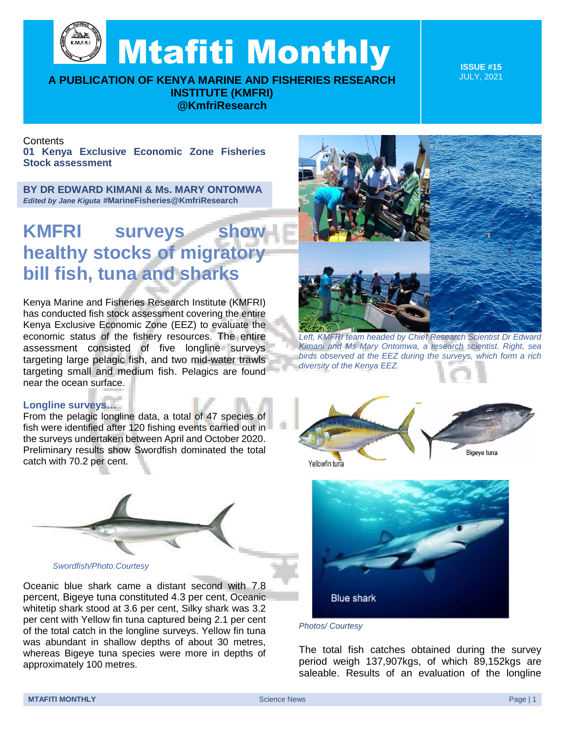# Mtafiti Monthly

**A PUBLICATION OF KENYA MARINE AND FISHERIES RESEARCH INSTITUTE (KMFRI)**
**@KmfriResearch**

**ISSUE #15**
JULY, 2021

Contents
**01 Kenya Exclusive Economic Zone Fisheries Stock assessment**

**BY DR EDWARD KIMANI & Ms. MARY ONTOMWA**
***Edited by Jane Kiguta* #MarineFisheries@KmfriResearch**

## KMFRI surveys show healthy stocks of migratory bill fish, tuna and sharks

Kenya Marine and Fisheries Research Institute (KMFRI) has conducted fish stock assessment covering the entire Kenya Exclusive Economic Zone (EEZ) to evaluate the economic status of the fishery resources. The entire assessment consisted of five longline surveys targeting large pelagic fish, and two mid-water trawls targeting small and medium fish. Pelagics are found near the ocean surface.

### Longline surveys...

From the pelagic longline data, a total of 47 species of fish were identified after 120 fishing events carried out in the surveys undertaken between April and October 2020. Preliminary results show Swordfish dominated the total catch with 70.2 per cent.

*Swordfish/Photo.Courtesy*

Oceanic blue shark came a distant second with 7.8 percent, Bigeye tuna constituted 4.3 per cent, Oceanic whitetip shark stood at 3.6 per cent, Silky shark was 3.2 per cent with Yellow fin tuna captured being 2.1 per cent of the total catch in the longline surveys. Yellow fin tuna was abundant in shallow depths of about 30 metres, whereas Bigeye tuna species were more in depths of approximately 100 metres.

*Left, KMFRI team headed by Chief Research Scientist Dr Edward Kimani and Ms Mary Ontomwa, a research scientist. Right, sea birds observed at the EEZ during the surveys, which form a rich diversity of the Kenya EEZ.*

Yellowfin tuna

Bigeye tuna

Blue shark

*Photos/ Courtesy*

The total fish catches obtained during the survey period weigh 137,907kgs, of which 89,152kgs are saleable. Results of an evaluation of the longline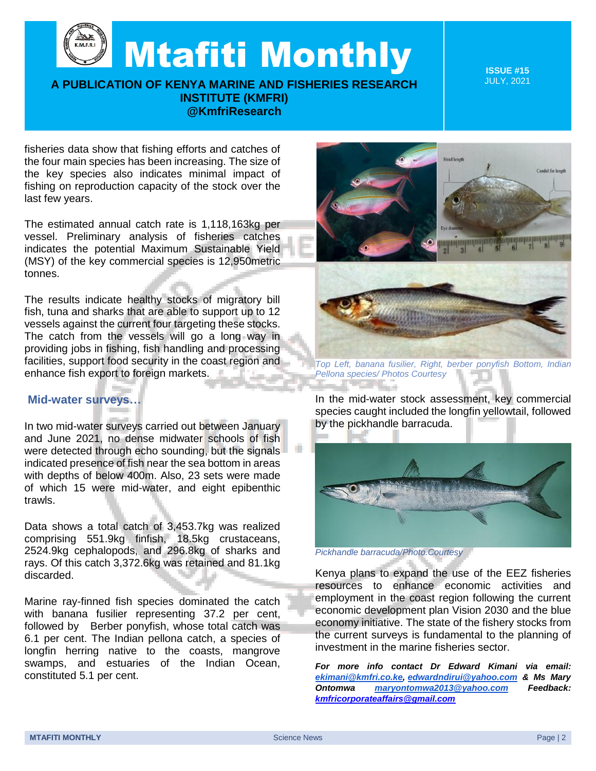fisheries data show that fishing efforts and catches of the four main species has been increasing. The size of the key species also indicates minimal impact of fishing on reproduction capacity of the stock over the last few years.

The estimated annual catch rate is 1,118,163kg per vessel. Preliminary analysis of fisheries catches indicates the potential Maximum Sustainable Yield (MSY) of the key commercial species is 12,950metric tonnes.

The results indicate healthy stocks of migratory bill fish, tuna and sharks that are able to support up to 12 vessels against the current four targeting these stocks. The catch from the vessels will go a long way in providing jobs in fishing, fish handling and processing facilities, support food security in the coast region and enhance fish export to foreign markets.

## Mid-water surveys…

In two mid-water surveys carried out between January and June 2021, no dense midwater schools of fish were detected through echo sounding, but the signals indicated presence of fish near the sea bottom in areas with depths of below 400m. Also, 23 sets were made of which 15 were mid-water, and eight epibenthic trawls.

Data shows a total catch of 3,453.7kg was realized comprising 551.9kg finfish, 18.5kg crustaceans, 2524.9kg cephalopods, and 296.8kg of sharks and rays. Of this catch 3,372.6kg was retained and 81.1kg discarded.

Marine ray-finned fish species dominated the catch with banana fusilier representing 37.2 per cent, followed by Berber ponyfish, whose total catch was 6.1 per cent. The Indian pellona catch, a species of longfin herring native to the coasts, mangrove swamps, and estuaries of the Indian Ocean, constituted 5.1 per cent.

*Top Left, banana fusilier, Right, berber ponyfish Bottom, Indian Pellona species/ Photos Courtesy*

In the mid-water stock assessment, key commercial species caught included the longfin yellowtail, followed by the pickhandle barracuda.

*Pickhandle barracuda/Photo.Courtesy*

Kenya plans to expand the use of the EEZ fisheries resources to enhance economic activities and employment in the coast region following the current economic development plan Vision 2030 and the blue economy initiative. The state of the fishery stocks from the current surveys is fundamental to the planning of investment in the marine fisheries sector.

***For more info contact Dr Edward Kimani via email: ekimani@kmfri.co.ke, edwardndirui@yahoo.com & Ms Mary Ontomwa maryontomwa2013@yahoo.com Feedback: kmfricorporateaffairs@gmail.com***